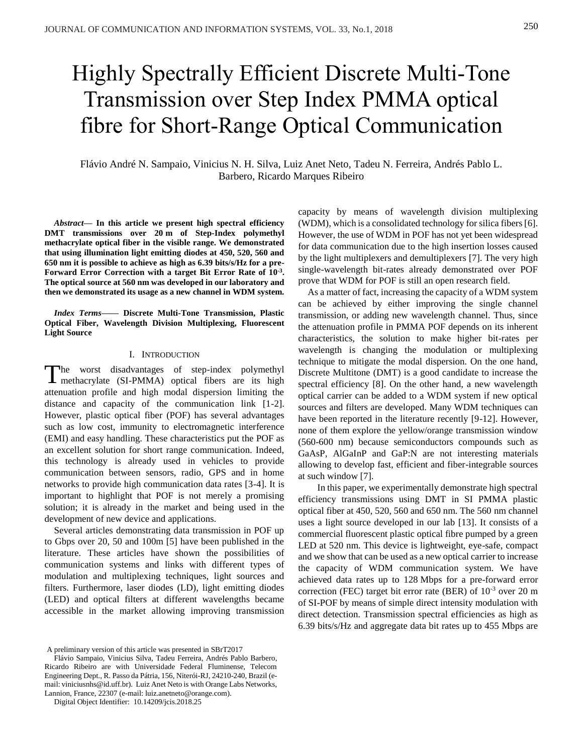# Highly Spectrally Efficient Discrete Multi-Tone Transmission over Step Index PMMA optical fibre for Short-Range Optical Communication

Flávio André N. Sampaio, Vinicius N. H. Silva, Luiz Anet Neto, Tadeu N. Ferreira, Andrés Pablo L. Barbero, Ricardo Marques Ribeiro

***Abstract*— In this article we present high spectral efficiency DMT transmissions over 20 m of Step-Index polymethyl methacrylate optical fiber in the visible range. We demonstrated that using illumination light emitting diodes at 450, 520, 560 and 650 nm it is possible to achieve as high as 6.39 bits/s/Hz for a pre-Forward Error Correction with a target Bit Error Rate of $10^{-3}$. The optical source at 560 nm was developed in our laboratory and then we demonstrated its usage as a new channel in WDM system.**

***Index Terms*—— Discrete Multi-Tone Transmission, Plastic Optical Fiber, Wavelength Division Multiplexing, Fluorescent Light Source**

## I. Introduction

The worst disadvantages of step-index polymethyl methacrylate (SI-PMMA) optical fibers are its high attenuation profile and high modal dispersion limiting the distance and capacity of the communication link [1-2]. However, plastic optical fiber (POF) has several advantages such as low cost, immunity to electromagnetic interference (EMI) and easy handling. These characteristics put the POF as an excellent solution for short range communication. Indeed, this technology is already used in vehicles to provide communication between sensors, radio, GPS and in home networks to provide high communication data rates [3-4]. It is important to highlight that POF is not merely a promising solution; it is already in the market and being used in the development of new device and applications.

Several articles demonstrating data transmission in POF up to Gbps over 20, 50 and 100m [5] have been published in the literature. These articles have shown the possibilities of communication systems and links with different types of modulation and multiplexing techniques, light sources and filters. Furthermore, laser diodes (LD), light emitting diodes (LED) and optical filters at different wavelengths became accessible in the market allowing improving transmission capacity by means of wavelength division multiplexing (WDM), which is a consolidated technology for silica fibers [6]. However, the use of WDM in POF has not yet been widespread for data communication due to the high insertion losses caused by the light multiplexers and demultiplexers [7]. The very high single-wavelength bit-rates already demonstrated over POF prove that WDM for POF is still an open research field.

As a matter of fact, increasing the capacity of a WDM system can be achieved by either improving the single channel transmission, or adding new wavelength channel. Thus, since the attenuation profile in PMMA POF depends on its inherent characteristics, the solution to make higher bit-rates per wavelength is changing the modulation or multiplexing technique to mitigate the modal dispersion. On the one hand, Discrete Multitone (DMT) is a good candidate to increase the spectral efficiency [8]. On the other hand, a new wavelength optical carrier can be added to a WDM system if new optical sources and filters are developed. Many WDM techniques can have been reported in the literature recently [9-12]. However, none of them explore the yellow/orange transmission window (560-600 nm) because semiconductors compounds such as GaAsP, AlGaInP and GaP:N are not interesting materials allowing to develop fast, efficient and fiber-integrable sources at such window [7].

In this paper, we experimentally demonstrate high spectral efficiency transmissions using DMT in SI PMMA plastic optical fiber at 450, 520, 560 and 650 nm. The 560 nm channel uses a light source developed in our lab [13]. It consists of a commercial fluorescent plastic optical fibre pumped by a green LED at 520 nm. This device is lightweight, eye-safe, compact and we show that can be used as a new optical carrier to increase the capacity of WDM communication system. We have achieved data rates up to 128 Mbps for a pre-forward error correction (FEC) target bit error rate (BER) of $10^{-3}$ over 20 m of SI-POF by means of simple direct intensity modulation with direct detection. Transmission spectral efficiencies as high as 6.39 bits/s/Hz and aggregate data bit rates up to 455 Mbps are

A preliminary version of this article was presented in SBrT2017

Flávio Sampaio, Vinicius Silva, Tadeu Ferreira, Andrés Pablo Barbero, Ricardo Ribeiro are with Universidade Federal Fluminense, Telecom Engineering Dept., R. Passo da Pátria, 156, Niterói-RJ, 24210-240, Brazil (e-mail: viniciusnhs@id.uff.br). Luiz Anet Neto is with Orange Labs Networks, Lannion, France, 22307 (e-mail: luiz.anetneto@orange.com).

Digital Object Identifier: 10.14209/jcis.2018.25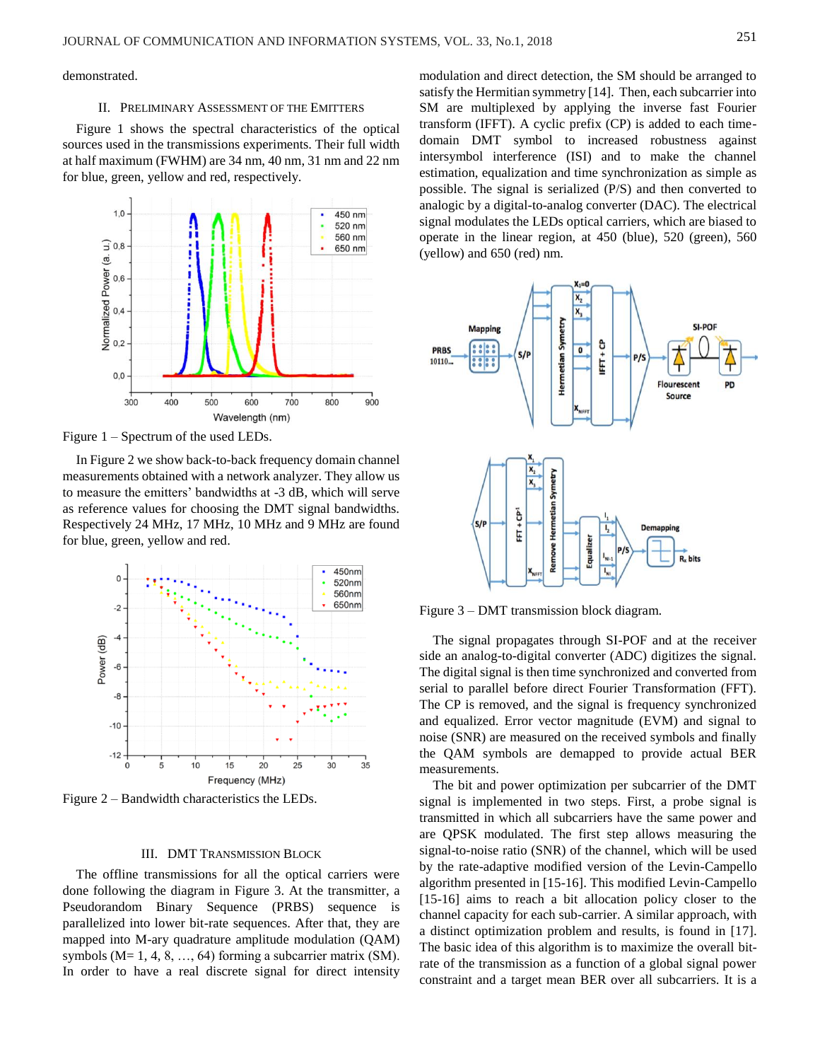demonstrated.

## II. Preliminary Assessment of the Emitters

Figure 1 shows the spectral characteristics of the optical sources used in the transmissions experiments. Their full width at half maximum (FWHM) are 34 nm, 40 nm, 31 nm and 22 nm for blue, green, yellow and red, respectively.

Figure 1 – Spectrum of the used LEDs.

In Figure 2 we show back-to-back frequency domain channel measurements obtained with a network analyzer. They allow us to measure the emitters' bandwidths at -3 dB, which will serve as reference values for choosing the DMT signal bandwidths. Respectively 24 MHz, 17 MHz, 10 MHz and 9 MHz are found for blue, green, yellow and red.

Figure 2 – Bandwidth characteristics the LEDs.

## III. DMT Transmission Block

The offline transmissions for all the optical carriers were done following the diagram in Figure 3. At the transmitter, a Pseudorandom Binary Sequence (PRBS) sequence is parallelized into lower bit-rate sequences. After that, they are mapped into M-ary quadrature amplitude modulation (QAM) symbols (M= 1, 4, 8, …, 64) forming a subcarrier matrix (SM). In order to have a real discrete signal for direct intensity modulation and direct detection, the SM should be arranged to satisfy the Hermitian symmetry [14]. Then, each subcarrier into SM are multiplexed by applying the inverse fast Fourier transform (IFFT). A cyclic prefix (CP) is added to each time-domain DMT symbol to increased robustness against intersymbol interference (ISI) and to make the channel estimation, equalization and time synchronization as simple as possible. The signal is serialized (P/S) and then converted to analogic by a digital-to-analog converter (DAC). The electrical signal modulates the LEDs optical carriers, which are biased to operate in the linear region, at 450 (blue), 520 (green), 560 (yellow) and 650 (red) nm.

Figure 3 – DMT transmission block diagram.

The signal propagates through SI-POF and at the receiver side an analog-to-digital converter (ADC) digitizes the signal. The digital signal is then time synchronized and converted from serial to parallel before direct Fourier Transformation (FFT). The CP is removed, and the signal is frequency synchronized and equalized. Error vector magnitude (EVM) and signal to noise (SNR) are measured on the received symbols and finally the QAM symbols are demapped to provide actual BER measurements.

The bit and power optimization per subcarrier of the DMT signal is implemented in two steps. First, a probe signal is transmitted in which all subcarriers have the same power and are QPSK modulated. The first step allows measuring the signal-to-noise ratio (SNR) of the channel, which will be used by the rate-adaptive modified version of the Levin-Campello algorithm presented in [15-16]. This modified Levin-Campello [15-16] aims to reach a bit allocation policy closer to the channel capacity for each sub-carrier. A similar approach, with a distinct optimization problem and results, is found in [17]. The basic idea of this algorithm is to maximize the overall bit-rate of the transmission as a function of a global signal power constraint and a target mean BER over all subcarriers. It is a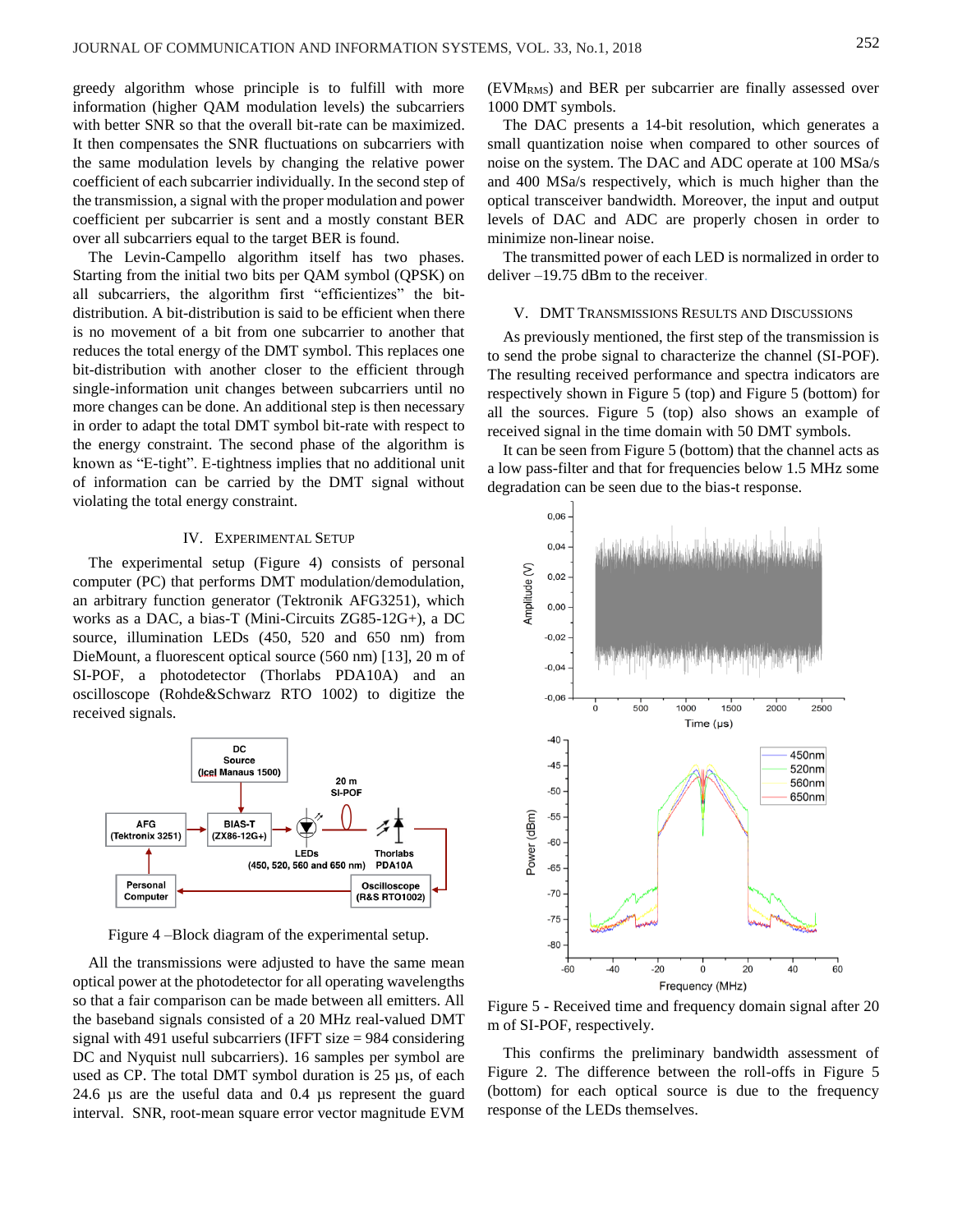greedy algorithm whose principle is to fulfill with more information (higher QAM modulation levels) the subcarriers with better SNR so that the overall bit-rate can be maximized. It then compensates the SNR fluctuations on subcarriers with the same modulation levels by changing the relative power coefficient of each subcarrier individually. In the second step of the transmission, a signal with the proper modulation and power coefficient per subcarrier is sent and a mostly constant BER over all subcarriers equal to the target BER is found.

The Levin-Campello algorithm itself has two phases. Starting from the initial two bits per QAM symbol (QPSK) on all subcarriers, the algorithm first "efficientizes" the bit-distribution. A bit-distribution is said to be efficient when there is no movement of a bit from one subcarrier to another that reduces the total energy of the DMT symbol. This replaces one bit-distribution with another closer to the efficient through single-information unit changes between subcarriers until no more changes can be done. An additional step is then necessary in order to adapt the total DMT symbol bit-rate with respect to the energy constraint. The second phase of the algorithm is known as "E-tight". E-tightness implies that no additional unit of information can be carried by the DMT signal without violating the total energy constraint.

## IV. Experimental Setup

The experimental setup (Figure 4) consists of personal computer (PC) that performs DMT modulation/demodulation, an arbitrary function generator (Tektronik AFG3251), which works as a DAC, a bias-T (Mini-Circuits ZG85-12G+), a DC source, illumination LEDs (450, 520 and 650 nm) from DieMount, a fluorescent optical source (560 nm) [13], 20 m of SI-POF, a photodetector (Thorlabs PDA10A) and an oscilloscope (Rohde&Schwarz RTO 1002) to digitize the received signals.

Figure 4 –Block diagram of the experimental setup.

All the transmissions were adjusted to have the same mean optical power at the photodetector for all operating wavelengths so that a fair comparison can be made between all emitters. All the baseband signals consisted of a 20 MHz real-valued DMT signal with 491 useful subcarriers (IFFT size = 984 considering DC and Nyquist null subcarriers). 16 samples per symbol are used as CP. The total DMT symbol duration is 25 µs, of each 24.6 µs are the useful data and 0.4 µs represent the guard interval. SNR, root-mean square error vector magnitude EVM ($EVM_{RMS}$) and BER per subcarrier are finally assessed over 1000 DMT symbols.

The DAC presents a 14-bit resolution, which generates a small quantization noise when compared to other sources of noise on the system. The DAC and ADC operate at 100 MSa/s and 400 MSa/s respectively, which is much higher than the optical transceiver bandwidth. Moreover, the input and output levels of DAC and ADC are properly chosen in order to minimize non-linear noise.

The transmitted power of each LED is normalized in order to deliver –19.75 dBm to the receiver.

## V. DMT Transmissions Results and Discussions

As previously mentioned, the first step of the transmission is to send the probe signal to characterize the channel (SI-POF). The resulting received performance and spectra indicators are respectively shown in Figure 5 (top) and Figure 5 (bottom) for all the sources. Figure 5 (top) also shows an example of received signal in the time domain with 50 DMT symbols.

It can be seen from Figure 5 (bottom) that the channel acts as a low pass-filter and that for frequencies below 1.5 MHz some degradation can be seen due to the bias-t response.

Figure 5 - Received time and frequency domain signal after 20 m of SI-POF, respectively.

This confirms the preliminary bandwidth assessment of Figure 2. The difference between the roll-offs in Figure 5 (bottom) for each optical source is due to the frequency response of the LEDs themselves.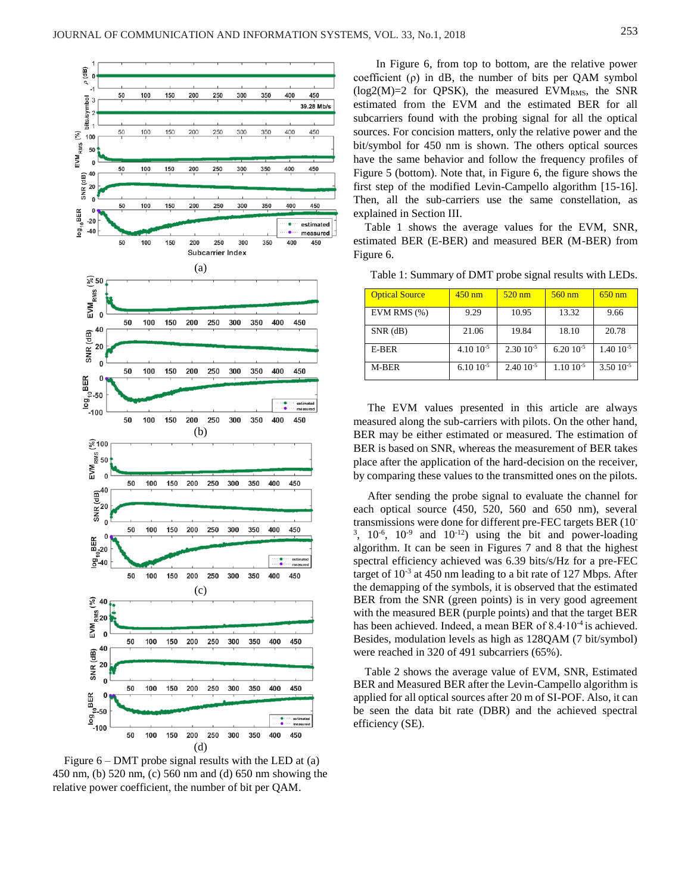Figure 6 – DMT probe signal results with the LED at (a) 450 nm, (b) 520 nm, (c) 560 nm and (d) 650 nm showing the relative power coefficient, the number of bit per QAM.

In Figure 6, from top to bottom, are the relative power coefficient (ρ) in dB, the number of bits per QAM symbol ($\log_2(M)=2$ for QPSK), the measured $EVM_{RMS}$, the SNR estimated from the EVM and the estimated BER for all subcarriers found with the probing signal for all the optical sources. For concision matters, only the relative power and the bit/symbol for 450 nm is shown. The others optical sources have the same behavior and follow the frequency profiles of Figure 5 (bottom). Note that, in Figure 6, the figure shows the first step of the modified Levin-Campello algorithm [15-16]. Then, all the sub-carriers use the same constellation, as explained in Section III.

Table 1 shows the average values for the EVM, SNR, estimated BER (E-BER) and measured BER (M-BER) from Figure 6.

Table 1: Summary of DMT probe signal results with LEDs.

| Optical Source | 450 nm | 520 nm | 560 nm | 650 nm |
|---|---|---|---|---|
| EVM RMS (%) | 9.29 | 10.95 | 13.32 | 9.66 |
| SNR (dB) | 21.06 | 19.84 | 18.10 | 20.78 |
| E-BER | $4.10\ 10^{-5}$ | $2.30\ 10^{-5}$ | $6.20\ 10^{-5}$ | $1.40\ 10^{-5}$ |
| M-BER | $6.10\ 10^{-5}$ | $2.40\ 10^{-5}$ | $1.10\ 10^{-5}$ | $3.50\ 10^{-5}$ |

The EVM values presented in this article are always measured along the sub-carriers with pilots. On the other hand, BER may be either estimated or measured. The estimation of BER is based on SNR, whereas the measurement of BER takes place after the application of the hard-decision on the receiver, by comparing these values to the transmitted ones on the pilots.

After sending the probe signal to evaluate the channel for each optical source (450, 520, 560 and 650 nm), several transmissions were done for different pre-FEC targets BER ($10^{-3}$, $10^{-6}$, $10^{-9}$ and $10^{-12}$) using the bit and power-loading algorithm. It can be seen in Figures 7 and 8 that the highest spectral efficiency achieved was 6.39 bits/s/Hz for a pre-FEC target of $10^{-3}$ at 450 nm leading to a bit rate of 127 Mbps. After the demapping of the symbols, it is observed that the estimated BER from the SNR (green points) is in very good agreement with the measured BER (purple points) and that the target BER has been achieved. Indeed, a mean BER of $8.4{\cdot}10^{-4}$ is achieved. Besides, modulation levels as high as 128QAM (7 bit/symbol) were reached in 320 of 491 subcarriers (65%).

Table 2 shows the average value of EVM, SNR, Estimated BER and Measured BER after the Levin-Campello algorithm is applied for all optical sources after 20 m of SI-POF. Also, it can be seen the data bit rate (DBR) and the achieved spectral efficiency (SE).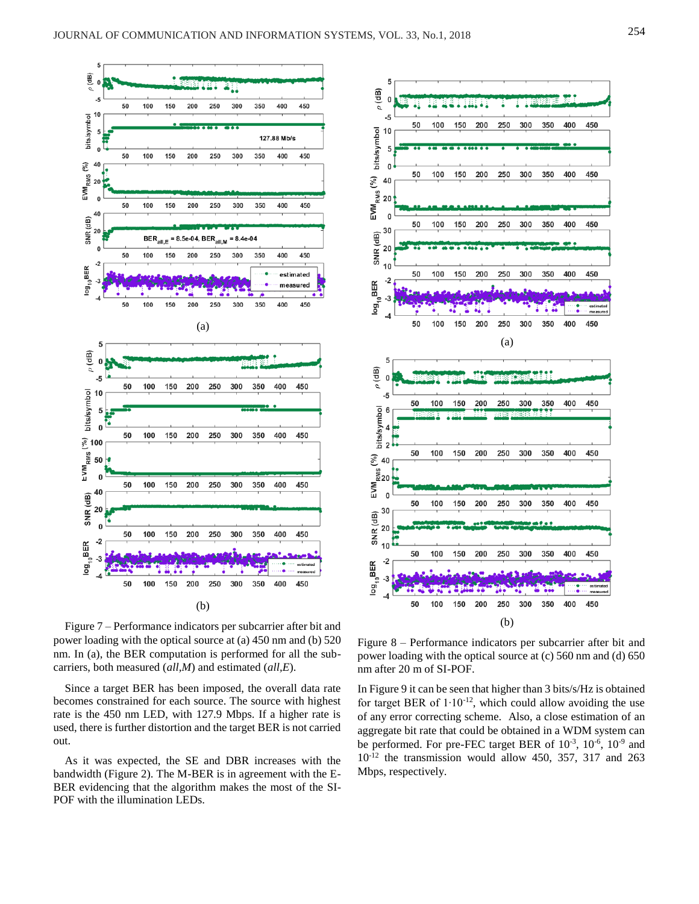(a)

(b)

Figure 7 – Performance indicators per subcarrier after bit and power loading with the optical source at (a) 450 nm and (b) 520 nm. In (a), the BER computation is performed for all the subcarriers, both measured (*all,M*) and estimated (*all,E*).

Since a target BER has been imposed, the overall data rate becomes constrained for each source. The source with highest rate is the 450 nm LED, with 127.9 Mbps. If a higher rate is used, there is further distortion and the target BER is not carried out.

As it was expected, the SE and DBR increases with the bandwidth (Figure 2). The M-BER is in agreement with the E-BER evidencing that the algorithm makes the most of the SI-POF with the illumination LEDs.

(a)

(b)

Figure 8 – Performance indicators per subcarrier after bit and power loading with the optical source at (c) 560 nm and (d) 650 nm after 20 m of SI-POF.

In Figure 9 it can be seen that higher than 3 bits/s/Hz is obtained for target BER of $1 \cdot 10^{-12}$, which could allow avoiding the use of any error correcting scheme. Also, a close estimation of an aggregate bit rate that could be obtained in a WDM system can be performed. For pre-FEC target BER of $10^{-3}$, $10^{-6}$, $10^{-9}$ and $10^{-12}$ the transmission would allow 450, 357, 317 and 263 Mbps, respectively.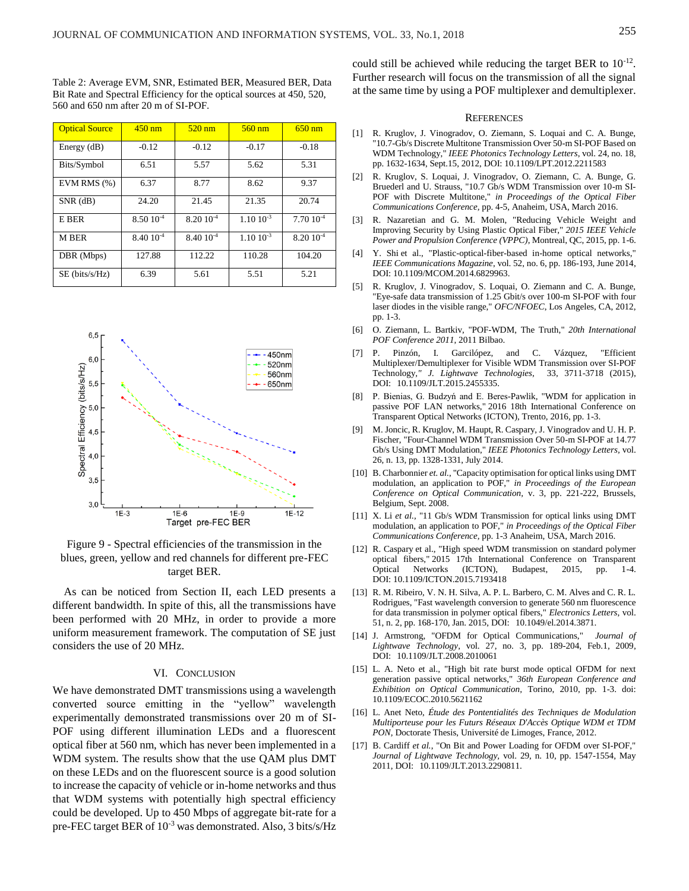Table 2: Average EVM, SNR, Estimated BER, Measured BER, Data Bit Rate and Spectral Efficiency for the optical sources at 450, 520, 560 and 650 nm after 20 m of SI-POF.

| Optical Source | 450 nm | 520 nm | 560 nm | 650 nm |
|---|---|---|---|---|
| Energy (dB) | -0.12 | -0.12 | -0.17 | -0.18 |
| Bits/Symbol | 6.51 | 5.57 | 5.62 | 5.31 |
| EVM RMS (%) | 6.37 | 8.77 | 8.62 | 9.37 |
| SNR (dB) | 24.20 | 21.45 | 21.35 | 20.74 |
| E BER | $8.50\ 10^{-4}$ | $8.20\ 10^{-4}$ | $1.10\ 10^{-3}$ | $7.70\ 10^{-4}$ |
| M BER | $8.40\ 10^{-4}$ | $8.40\ 10^{-4}$ | $1.10\ 10^{-3}$ | $8.20\ 10^{-4}$ |
| DBR (Mbps) | 127.88 | 112.22 | 110.28 | 104.20 |
| SE (bits/s/Hz) | 6.39 | 5.61 | 5.51 | 5.21 |

Figure 9 - Spectral efficiencies of the transmission in the blues, green, yellow and red channels for different pre-FEC target BER.

As can be noticed from Section II, each LED presents a different bandwidth. In spite of this, all the transmissions have been performed with 20 MHz, in order to provide a more uniform measurement framework. The computation of SE just considers the use of 20 MHz.

## VI. Conclusion

We have demonstrated DMT transmissions using a wavelength converted source emitting in the "yellow" wavelength experimentally demonstrated transmissions over 20 m of SI-POF using different illumination LEDs and a fluorescent optical fiber at 560 nm, which has never been implemented in a WDM system. The results show that the use QAM plus DMT on these LEDs and on the fluorescent source is a good solution to increase the capacity of vehicle or in-home networks and thus that WDM systems with potentially high spectral efficiency could be developed. Up to 450 Mbps of aggregate bit-rate for a pre-FEC target BER of $10^{-3}$ was demonstrated. Also, 3 bits/s/Hz could still be achieved while reducing the target BER to $10^{-12}$. Further research will focus on the transmission of all the signal at the same time by using a POF multiplexer and demultiplexer.

## References

[1] R. Kruglov, J. Vinogradov, O. Ziemann, S. Loquai and C. A. Bunge, "10.7-Gb/s Discrete Multitone Transmission Over 50-m SI-POF Based on WDM Technology," *IEEE Photonics Technology Letters*, vol. 24, no. 18, pp. 1632-1634, Sept.15, 2012, DOI: 10.1109/LPT.2012.2211583

[2] R. Kruglov, S. Loquai, J. Vinogradov, O. Ziemann, C. A. Bunge, G. Bruederl and U. Strauss, "10.7 Gb/s WDM Transmission over 10-m SI-POF with Discrete Multitone," *in Proceedings of the Optical Fiber Communications Conference*, pp. 4-5, Anaheim, USA, March 2016.

[3] R. Nazaretian and G. M. Molen, "Reducing Vehicle Weight and Improving Security by Using Plastic Optical Fiber," *2015 IEEE Vehicle Power and Propulsion Conference (VPPC)*, Montreal, QC, 2015, pp. 1-6.

[4] Y. Shi et al., "Plastic-optical-fiber-based in-home optical networks," *IEEE Communications Magazine*, vol. 52, no. 6, pp. 186-193, June 2014, DOI: 10.1109/MCOM.2014.6829963.

[5] R. Kruglov, J. Vinogradov, S. Loquai, O. Ziemann and C. A. Bunge, "Eye-safe data transmission of 1.25 Gbit/s over 100-m SI-POF with four laser diodes in the visible range," *OFC/NFOEC*, Los Angeles, CA, 2012, pp. 1-3.

[6] O. Ziemann, L. Bartkiv, "POF-WDM, The Truth," *20th International POF Conference 2011*, 2011 Bilbao.

[7] P. Pinzón, I. Garcilópez, and C. Vázquez, "Efficient Multiplexer/Demultiplexer for Visible WDM Transmission over SI-POF Technology," *J. Lightwave Technologies*, 33, 3711-3718 (2015), DOI: 10.1109/JLT.2015.2455335.

[8] P. Bienias, G. Budzyń and E. Beres-Pawlik, "WDM for application in passive POF LAN networks," 2016 18th International Conference on Transparent Optical Networks (ICTON), Trento, 2016, pp. 1-3.

[9] M. Joncic, R. Kruglov, M. Haupt, R. Caspary, J. Vinogradov and U. H. P. Fischer, "Four-Channel WDM Transmission Over 50-m SI-POF at 14.77 Gb/s Using DMT Modulation," *IEEE Photonics Technology Letters*, vol. 26, n. 13, pp. 1328-1331, July 2014.

[10] B. Charbonnier *et. al.*, "Capacity optimisation for optical links using DMT modulation, an application to POF," *in Proceedings of the European Conference on Optical Communication*, v. 3, pp. 221-222, Brussels, Belgium, Sept. 2008.

[11] X. Li *et al.*, "11 Gb/s WDM Transmission for optical links using DMT modulation, an application to POF," *in Proceedings of the Optical Fiber Communications Conference*, pp. 1-3 Anaheim, USA, March 2016.

[12] R. Caspary et al., "High speed WDM transmission on standard polymer optical fibers," 2015 17th International Conference on Transparent Optical Networks (ICTON), Budapest, 2015, pp. 1-4. DOI: 10.1109/ICTON.2015.7193418

[13] R. M. Ribeiro, V. N. H. Silva, A. P. L. Barbero, C. M. Alves and C. R. L. Rodrigues, "Fast wavelength conversion to generate 560 nm fluorescence for data transmission in polymer optical fibers," *Electronics Letters*, vol. 51, n. 2, pp. 168-170, Jan. 2015, DOI: 10.1049/el.2014.3871.

[14] J. Armstrong, "OFDM for Optical Communications," *Journal of Lightwave Technology*, vol. 27, no. 3, pp. 189-204, Feb.1, 2009, DOI: 10.1109/JLT.2008.2010061

[15] L. A. Neto et al., "High bit rate burst mode optical OFDM for next generation passive optical networks," *36th European Conference and Exhibition on Optical Communication*, Torino, 2010, pp. 1-3. doi: 10.1109/ECOC.2010.5621162

[16] L. Anet Neto, *Étude des Potentialités des Techniques de Modulation Multiporteuse pour les Futurs Réseaux D'Accès Optique WDM et TDM PON*, Doctorate Thesis, Université de Limoges, France, 2012.

[17] B. Cardiff *et al.*, "On Bit and Power Loading for OFDM over SI-POF," *Journal of Lightwave Technology*, vol. 29, n. 10, pp. 1547-1554, May 2011, DOI: 10.1109/JLT.2013.2290811.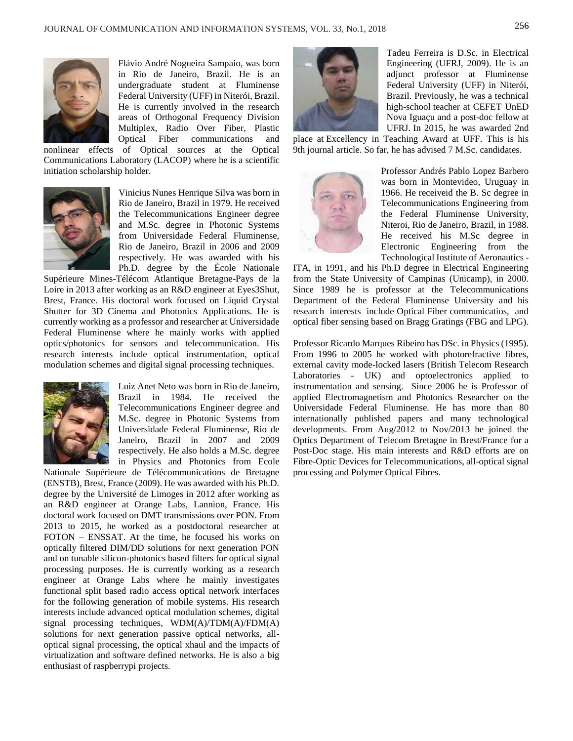Flávio André Nogueira Sampaio, was born in Rio de Janeiro, Brazil. He is an undergraduate student at Fluminense Federal University (UFF) in Niterói, Brazil. He is currently involved in the research areas of Orthogonal Frequency Division Multiplex, Radio Over Fiber, Plastic Optical Fiber communications and nonlinear effects of Optical sources at the Optical Communications Laboratory (LACOP) where he is a scientific initiation scholarship holder.

Vinicius Nunes Henrique Silva was born in Rio de Janeiro, Brazil in 1979. He received the Telecommunications Engineer degree and M.Sc. degree in Photonic Systems from Universidade Federal Fluminense, Rio de Janeiro, Brazil in 2006 and 2009 respectively. He was awarded with his Ph.D. degree by the École Nationale Supérieure Mines-Télécom Atlantique Bretagne-Pays de la Loire in 2013 after working as an R&D engineer at Eyes3Shut, Brest, France. His doctoral work focused on Liquid Crystal Shutter for 3D Cinema and Photonics Applications. He is currently working as a professor and researcher at Universidade Federal Fluminense where he mainly works with applied optics/photonics for sensors and telecommunication. His research interests include optical instrumentation, optical modulation schemes and digital signal processing techniques.

Luiz Anet Neto was born in Rio de Janeiro, Brazil in 1984. He received the Telecommunications Engineer degree and M.Sc. degree in Photonic Systems from Universidade Federal Fluminense, Rio de Janeiro, Brazil in 2007 and 2009 respectively. He also holds a M.Sc. degree in Physics and Photonics from Ecole Nationale Supérieure de Télécommunications de Bretagne (ENSTB), Brest, France (2009). He was awarded with his Ph.D. degree by the Université de Limoges in 2012 after working as an R&D engineer at Orange Labs, Lannion, France. His doctoral work focused on DMT transmissions over PON. From 2013 to 2015, he worked as a postdoctoral researcher at FOTON – ENSSAT. At the time, he focused his works on optically filtered DIM/DD solutions for next generation PON and on tunable silicon-photonics based filters for optical signal processing purposes. He is currently working as a research engineer at Orange Labs where he mainly investigates functional split based radio access optical network interfaces for the following generation of mobile systems. His research interests include advanced optical modulation schemes, digital signal processing techniques, WDM(A)/TDM(A)/FDM(A) solutions for next generation passive optical networks, all-optical signal processing, the optical xhaul and the impacts of virtualization and software defined networks. He is also a big enthusiast of raspberrypi projects.

Tadeu Ferreira is D.Sc. in Electrical Engineering (UFRJ, 2009). He is an adjunct professor at Fluminense Federal University (UFF) in Niterói, Brazil. Previously, he was a technical high-school teacher at CEFET UnED Nova Iguaçu and a post-doc fellow at UFRJ. In 2015, he was awarded 2nd place at Excellency in Teaching Award at UFF. This is his 9th journal article. So far, he has advised 7 M.Sc. candidates.

Professor Andrés Pablo Lopez Barbero was born in Montevideo, Uruguay in 1966. He receiveid the B. Sc degree in Telecommunications Engineering from the Federal Fluminense University, Niteroi, Rio de Janeiro, Brazil, in 1988. He received his M.Sc degree in Electronic Engineering from the Technological Institute of Aeronautics - ITA, in 1991, and his Ph.D degree in Electrical Engineering from the State University of Campinas (Unicamp), in 2000. Since 1989 he is professor at the Telecommunications Department of the Federal Fluminense University and his research interests include Optical Fiber communicatios, and optical fiber sensing based on Bragg Gratings (FBG and LPG).

Professor Ricardo Marques Ribeiro has DSc. in Physics (1995). From 1996 to 2005 he worked with photorefractive fibres, external cavity mode-locked lasers (British Telecom Research Laboratories - UK) and optoelectronics applied to instrumentation and sensing. Since 2006 he is Professor of applied Electromagnetism and Photonics Researcher on the Universidade Federal Fluminense. He has more than 80 internationally published papers and many technological developments. From Aug/2012 to Nov/2013 he joined the Optics Department of Telecom Bretagne in Brest/France for a Post-Doc stage. His main interests and R&D efforts are on Fibre-Optic Devices for Telecommunications, all-optical signal processing and Polymer Optical Fibres.